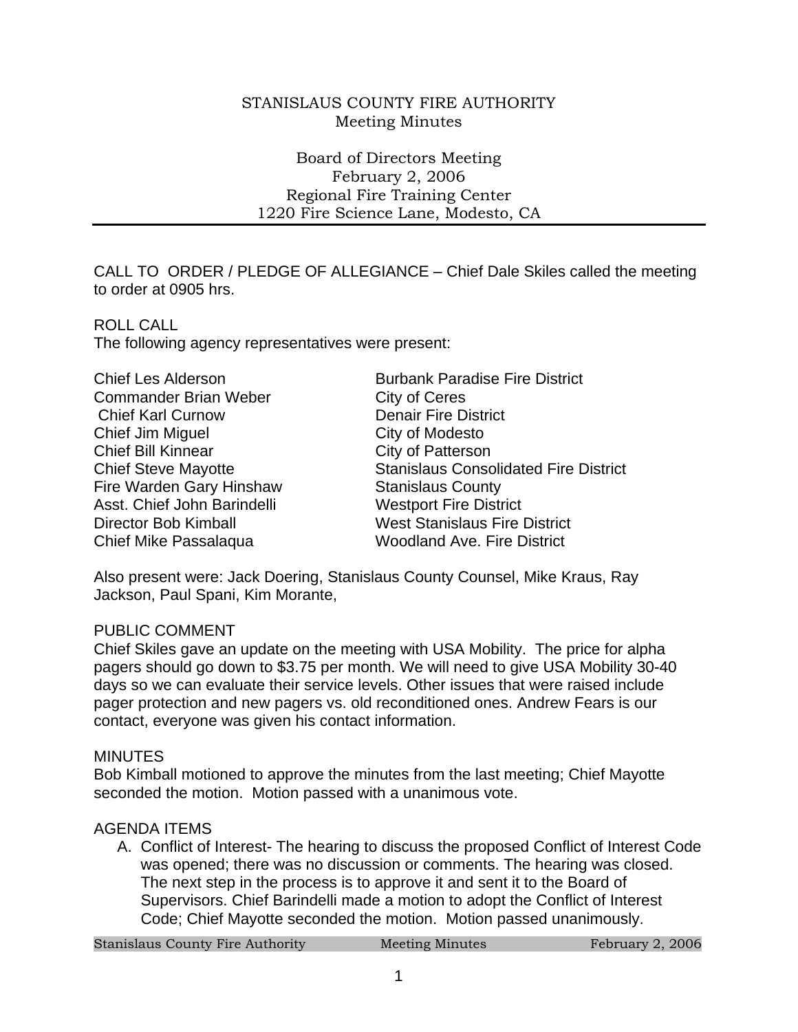STANISLAUS COUNTY FIRE AUTHORITY
Meeting Minutes

Board of Directors Meeting
February 2, 2006
Regional Fire Training Center
1220 Fire Science Lane, Modesto, CA

---

CALL TO ORDER / PLEDGE OF ALLEGIANCE – Chief Dale Skiles called the meeting to order at 0905 hrs.

ROLL CALL
The following agency representatives were present:

| | |
|---|---|
| Chief Les Alderson | Burbank Paradise Fire District |
| Commander Brian Weber | City of Ceres |
| Chief Karl Curnow | Denair Fire District |
| Chief Jim Miguel | City of Modesto |
| Chief Bill Kinnear | City of Patterson |
| Chief Steve Mayotte | Stanislaus Consolidated Fire District |
| Fire Warden Gary Hinshaw | Stanislaus County |
| Asst. Chief John Barindelli | Westport Fire District |
| Director Bob Kimball | West Stanislaus Fire District |
| Chief Mike Passalaqua | Woodland Ave. Fire District |

Also present were: Jack Doering, Stanislaus County Counsel, Mike Kraus, Ray Jackson, Paul Spani, Kim Morante,

PUBLIC COMMENT
Chief Skiles gave an update on the meeting with USA Mobility. The price for alpha pagers should go down to $3.75 per month. We will need to give USA Mobility 30-40 days so we can evaluate their service levels. Other issues that were raised include pager protection and new pagers vs. old reconditioned ones. Andrew Fears is our contact, everyone was given his contact information.

MINUTES
Bob Kimball motioned to approve the minutes from the last meeting; Chief Mayotte seconded the motion. Motion passed with a unanimous vote.

AGENDA ITEMS

A. Conflict of Interest- The hearing to discuss the proposed Conflict of Interest Code was opened; there was no discussion or comments. The hearing was closed. The next step in the process is to approve it and sent it to the Board of Supervisors. Chief Barindelli made a motion to adopt the Conflict of Interest Code; Chief Mayotte seconded the motion. Motion passed unanimously.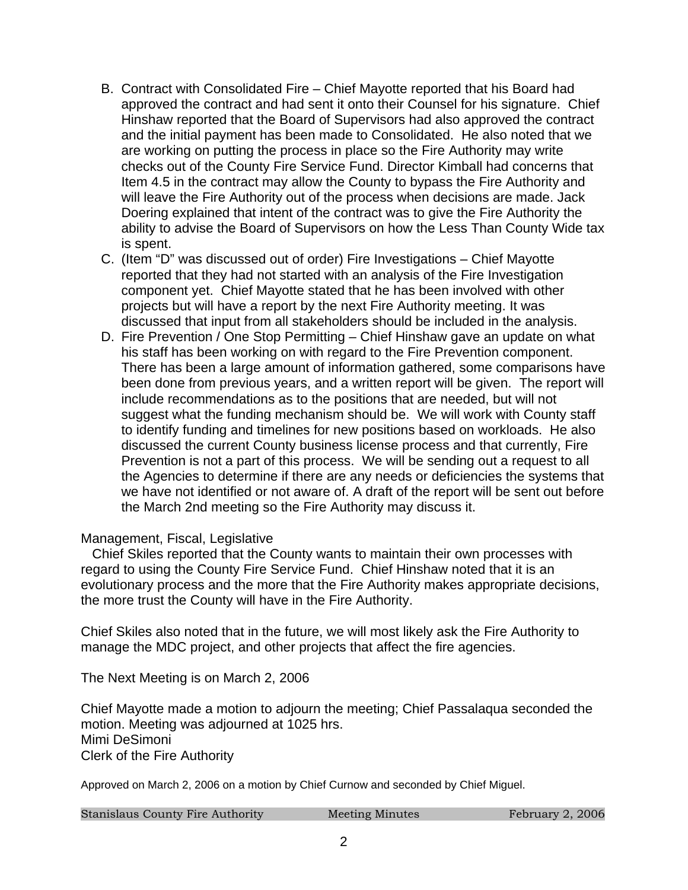B. Contract with Consolidated Fire – Chief Mayotte reported that his Board had approved the contract and had sent it onto their Counsel for his signature. Chief Hinshaw reported that the Board of Supervisors had also approved the contract and the initial payment has been made to Consolidated. He also noted that we are working on putting the process in place so the Fire Authority may write checks out of the County Fire Service Fund. Director Kimball had concerns that Item 4.5 in the contract may allow the County to bypass the Fire Authority and will leave the Fire Authority out of the process when decisions are made. Jack Doering explained that intent of the contract was to give the Fire Authority the ability to advise the Board of Supervisors on how the Less Than County Wide tax is spent.

C. (Item "D" was discussed out of order) Fire Investigations – Chief Mayotte reported that they had not started with an analysis of the Fire Investigation component yet. Chief Mayotte stated that he has been involved with other projects but will have a report by the next Fire Authority meeting. It was discussed that input from all stakeholders should be included in the analysis.

D. Fire Prevention / One Stop Permitting – Chief Hinshaw gave an update on what his staff has been working on with regard to the Fire Prevention component. There has been a large amount of information gathered, some comparisons have been done from previous years, and a written report will be given. The report will include recommendations as to the positions that are needed, but will not suggest what the funding mechanism should be. We will work with County staff to identify funding and timelines for new positions based on workloads. He also discussed the current County business license process and that currently, Fire Prevention is not a part of this process. We will be sending out a request to all the Agencies to determine if there are any needs or deficiencies the systems that we have not identified or not aware of. A draft of the report will be sent out before the March 2nd meeting so the Fire Authority may discuss it.

Management, Fiscal, Legislative

Chief Skiles reported that the County wants to maintain their own processes with regard to using the County Fire Service Fund. Chief Hinshaw noted that it is an evolutionary process and the more that the Fire Authority makes appropriate decisions, the more trust the County will have in the Fire Authority.

Chief Skiles also noted that in the future, we will most likely ask the Fire Authority to manage the MDC project, and other projects that affect the fire agencies.

The Next Meeting is on March 2, 2006

Chief Mayotte made a motion to adjourn the meeting; Chief Passalaqua seconded the motion. Meeting was adjourned at 1025 hrs.
Mimi DeSimoni
Clerk of the Fire Authority

Approved on March 2, 2006 on a motion by Chief Curnow and seconded by Chief Miguel.